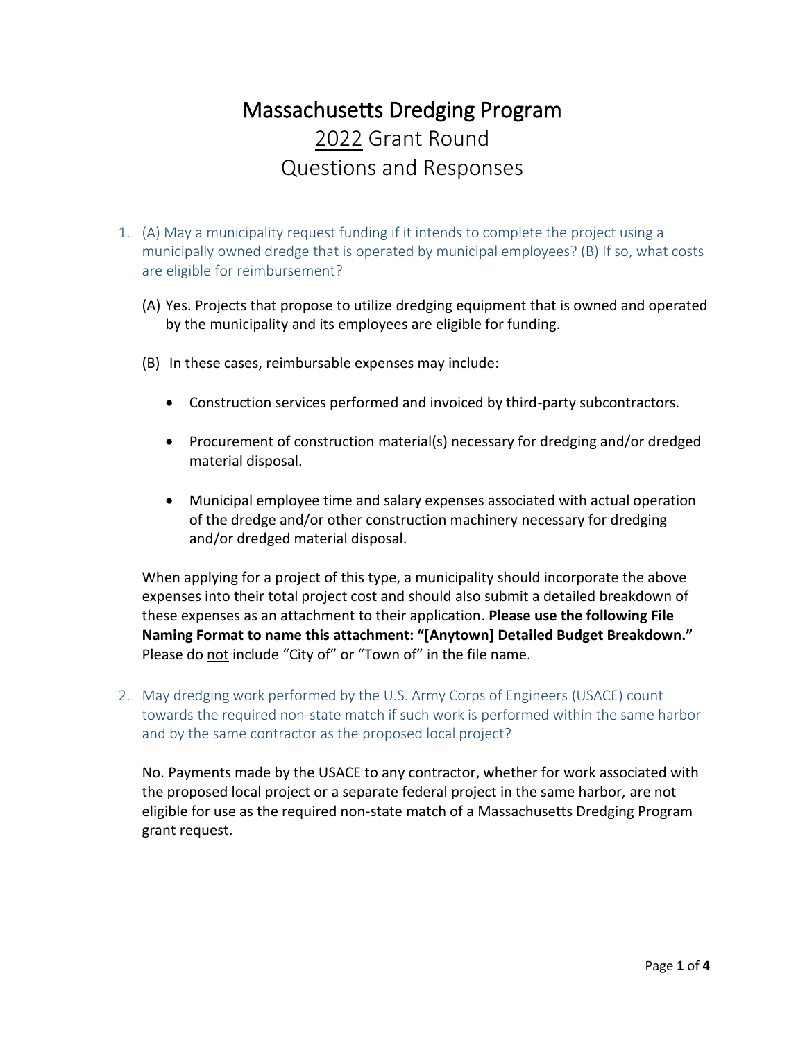# Massachusetts Dredging Program

## 2022 Grant Round

## Questions and Responses

1. (A) May a municipality request funding if it intends to complete the project using a municipally owned dredge that is operated by municipal employees? (B) If so, what costs are eligible for reimbursement?

   (A) Yes. Projects that propose to utilize dredging equipment that is owned and operated by the municipality and its employees are eligible for funding.

   (B) In these cases, reimbursable expenses may include:

   - Construction services performed and invoiced by third-party subcontractors.
   - Procurement of construction material(s) necessary for dredging and/or dredged material disposal.
   - Municipal employee time and salary expenses associated with actual operation of the dredge and/or other construction machinery necessary for dredging and/or dredged material disposal.

   When applying for a project of this type, a municipality should incorporate the above expenses into their total project cost and should also submit a detailed breakdown of these expenses as an attachment to their application. **Please use the following File Naming Format to name this attachment: "[Anytown] Detailed Budget Breakdown."** Please do not include "City of" or "Town of" in the file name.

2. May dredging work performed by the U.S. Army Corps of Engineers (USACE) count towards the required non-state match if such work is performed within the same harbor and by the same contractor as the proposed local project?

   No. Payments made by the USACE to any contractor, whether for work associated with the proposed local project or a separate federal project in the same harbor, are not eligible for use as the required non-state match of a Massachusetts Dredging Program grant request.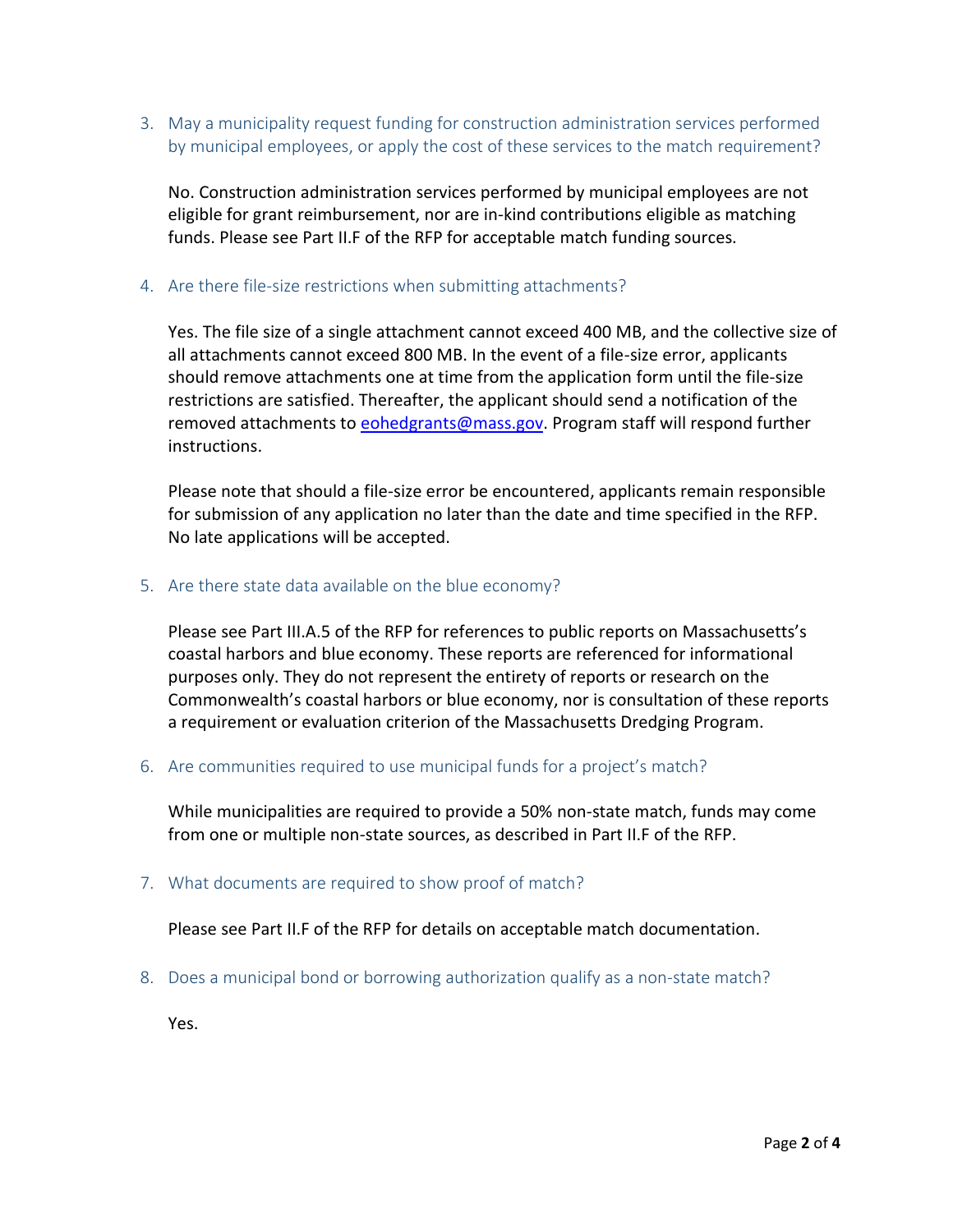3. May a municipality request funding for construction administration services performed by municipal employees, or apply the cost of these services to the match requirement?

   No. Construction administration services performed by municipal employees are not eligible for grant reimbursement, nor are in-kind contributions eligible as matching funds. Please see Part II.F of the RFP for acceptable match funding sources.

4. Are there file-size restrictions when submitting attachments?

   Yes. The file size of a single attachment cannot exceed 400 MB, and the collective size of all attachments cannot exceed 800 MB. In the event of a file-size error, applicants should remove attachments one at time from the application form until the file-size restrictions are satisfied. Thereafter, the applicant should send a notification of the removed attachments to [eohedgrants@mass.gov](mailto:eohedgrants@mass.gov). Program staff will respond further instructions.

   Please note that should a file-size error be encountered, applicants remain responsible for submission of any application no later than the date and time specified in the RFP. No late applications will be accepted.

5. Are there state data available on the blue economy?

   Please see Part III.A.5 of the RFP for references to public reports on Massachusetts's coastal harbors and blue economy. These reports are referenced for informational purposes only. They do not represent the entirety of reports or research on the Commonwealth's coastal harbors or blue economy, nor is consultation of these reports a requirement or evaluation criterion of the Massachusetts Dredging Program.

6. Are communities required to use municipal funds for a project's match?

   While municipalities are required to provide a 50% non-state match, funds may come from one or multiple non-state sources, as described in Part II.F of the RFP.

7. What documents are required to show proof of match?

   Please see Part II.F of the RFP for details on acceptable match documentation.

8. Does a municipal bond or borrowing authorization qualify as a non-state match?

   Yes.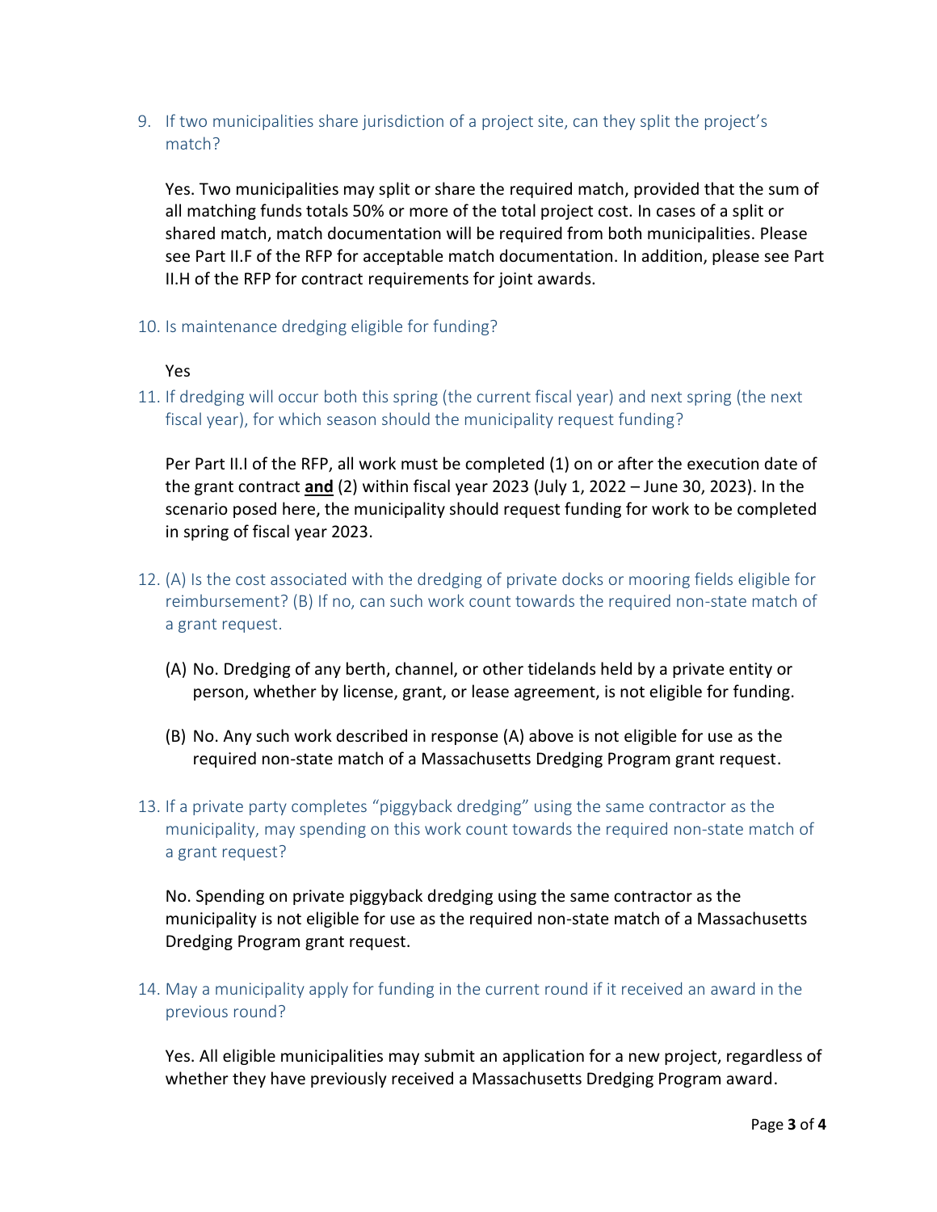9. If two municipalities share jurisdiction of a project site, can they split the project's match?

   Yes. Two municipalities may split or share the required match, provided that the sum of all matching funds totals 50% or more of the total project cost. In cases of a split or shared match, match documentation will be required from both municipalities. Please see Part II.F of the RFP for acceptable match documentation. In addition, please see Part II.H of the RFP for contract requirements for joint awards.

10. Is maintenance dredging eligible for funding?

    Yes

11. If dredging will occur both this spring (the current fiscal year) and next spring (the next fiscal year), for which season should the municipality request funding?

    Per Part II.I of the RFP, all work must be completed (1) on or after the execution date of the grant contract **and** (2) within fiscal year 2023 (July 1, 2022 – June 30, 2023). In the scenario posed here, the municipality should request funding for work to be completed in spring of fiscal year 2023.

12. (A) Is the cost associated with the dredging of private docks or mooring fields eligible for reimbursement? (B) If no, can such work count towards the required non-state match of a grant request.

    (A) No. Dredging of any berth, channel, or other tidelands held by a private entity or person, whether by license, grant, or lease agreement, is not eligible for funding.

    (B) No. Any such work described in response (A) above is not eligible for use as the required non-state match of a Massachusetts Dredging Program grant request.

13. If a private party completes "piggyback dredging" using the same contractor as the municipality, may spending on this work count towards the required non-state match of a grant request?

    No. Spending on private piggyback dredging using the same contractor as the municipality is not eligible for use as the required non-state match of a Massachusetts Dredging Program grant request.

14. May a municipality apply for funding in the current round if it received an award in the previous round?

    Yes. All eligible municipalities may submit an application for a new project, regardless of whether they have previously received a Massachusetts Dredging Program award.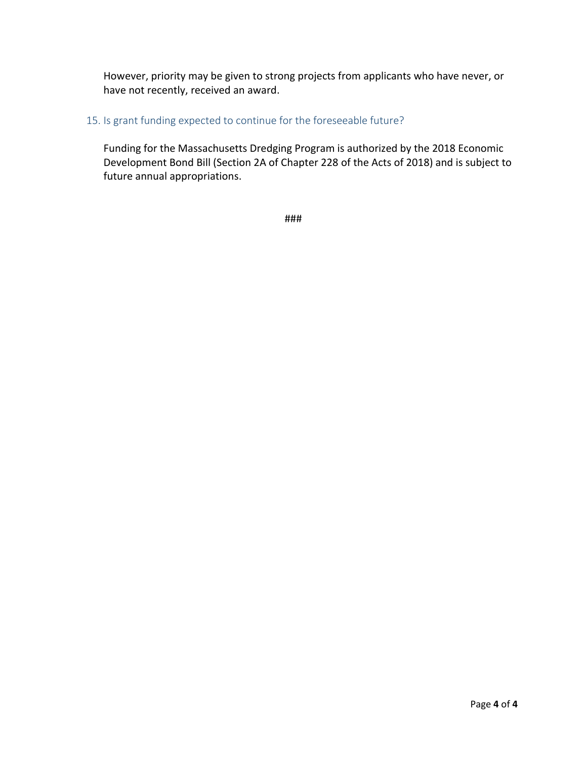However, priority may be given to strong projects from applicants who have never, or have not recently, received an award.

### 15. Is grant funding expected to continue for the foreseeable future?

Funding for the Massachusetts Dredging Program is authorized by the 2018 Economic Development Bond Bill (Section 2A of Chapter 228 of the Acts of 2018) and is subject to future annual appropriations.

###